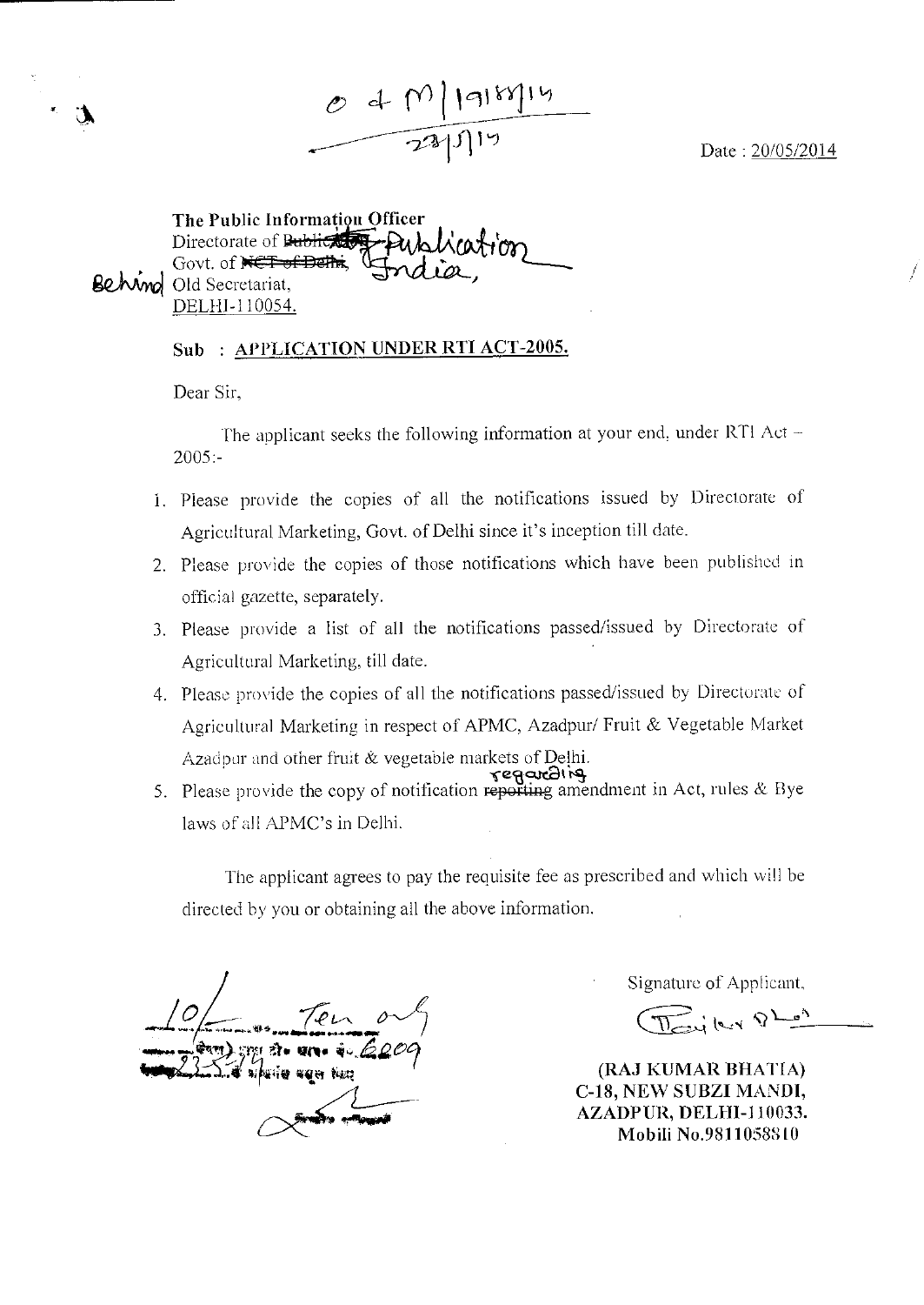O + M | 1918/14
23/5/14

Date : 20/05/2014

**The Public Information Officer**
Directorate of ~~Publicity~~ Publication
Govt. of ~~NCT of Delhi~~ India,
Behind Old Secretariat,
DELHI-110054.

**Sub : APPLICATION UNDER RTI ACT-2005.**

Dear Sir,

The applicant seeks the following information at your end, under RTI Act – 2005:-

1. Please provide the copies of all the notifications issued by Directorate of Agricultural Marketing, Govt. of Delhi since it's inception till date.
2. Please provide the copies of those notifications which have been published in official gazette, separately.
3. Please provide a list of all the notifications passed/issued by Directorate of Agricultural Marketing, till date.
4. Please provide the copies of all the notifications passed/issued by Directorate of Agricultural Marketing in respect of APMC, Azadpur/ Fruit & Vegetable Market Azadpur and other fruit & vegetable markets of Delhi.
5. Please provide the copy of notification ~~reporting~~ regarding amendment in Act, rules & Bye laws of all APMC's in Delhi.

The applicant agrees to pay the requisite fee as prescribed and which will be directed by you or obtaining all the above information.

10/- Ten only
6209
23-5-14

Signature of Applicant,

**(RAJ KUMAR BHATIA)**
**C-18, NEW SUBZI MANDI,**
**AZADPUR, DELHI-110033.**
**Mobili No.9811058810**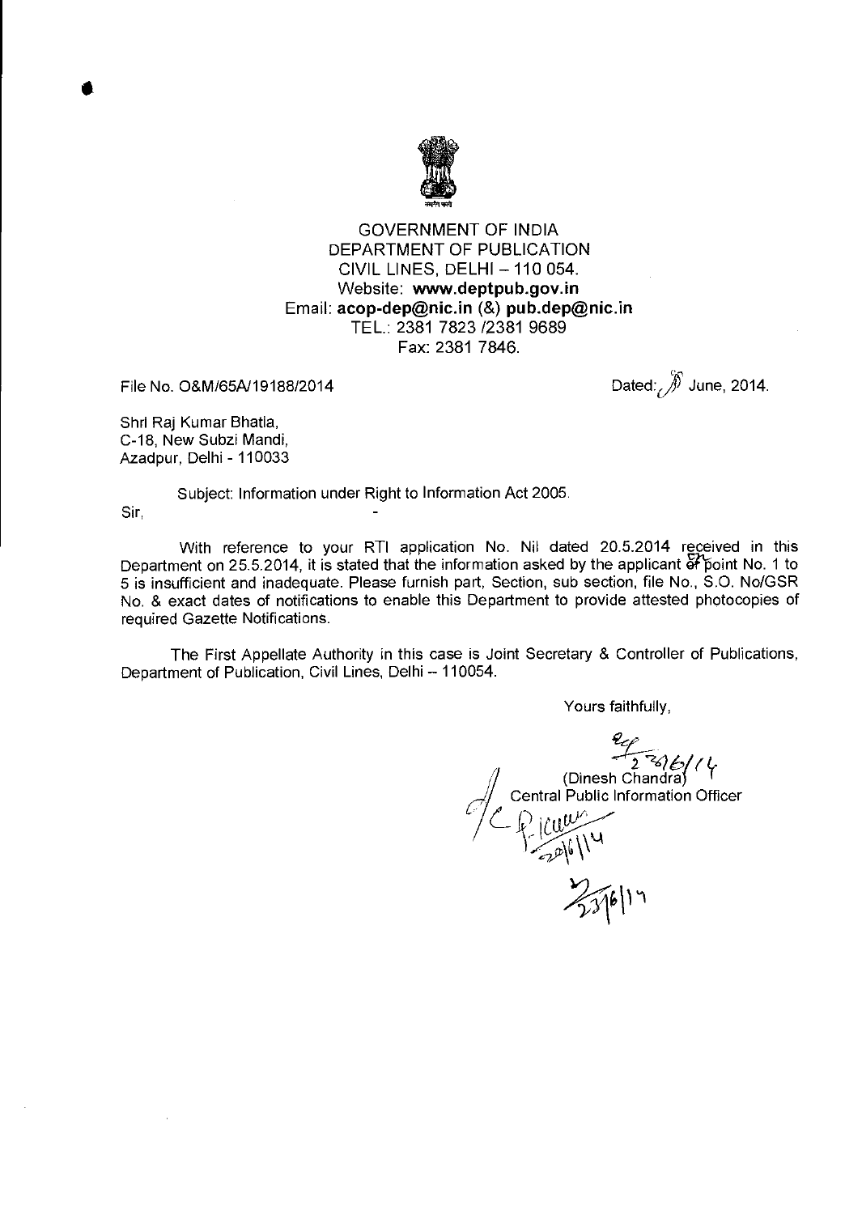GOVERNMENT OF INDIA
DEPARTMENT OF PUBLICATION
CIVIL LINES, DELHI – 110 054.
Website: **www.deptpub.gov.in**
Email: **acop-dep@nic.in** (&) **pub.dep@nic.in**
TEL.: 2381 7823 /2381 9689
Fax: 2381 7846.

File No. O&M/65A/19188/2014

Dated: 19 June, 2014.

Shri Raj Kumar Bhatla,
C-18, New Subzi Mandi,
Azadpur, Delhi - 110033

Subject: Information under Right to Information Act 2005.

Sir,

With reference to your RTI application No. Nil dated 20.5.2014 received in this Department on 25.5.2014, it is stated that the information asked by the applicant on point No. 1 to 5 is insufficient and inadequate. Please furnish part, Section, sub section, file No., S.O. No/GSR No. & exact dates of notifications to enable this Department to provide attested photocopies of required Gazette Notifications.

The First Appellate Authority in this case is Joint Secretary & Controller of Publications, Department of Publication, Civil Lines, Delhi – 110054.

Yours faithfully,

(Dinesh Chandra)
Central Public Information Officer